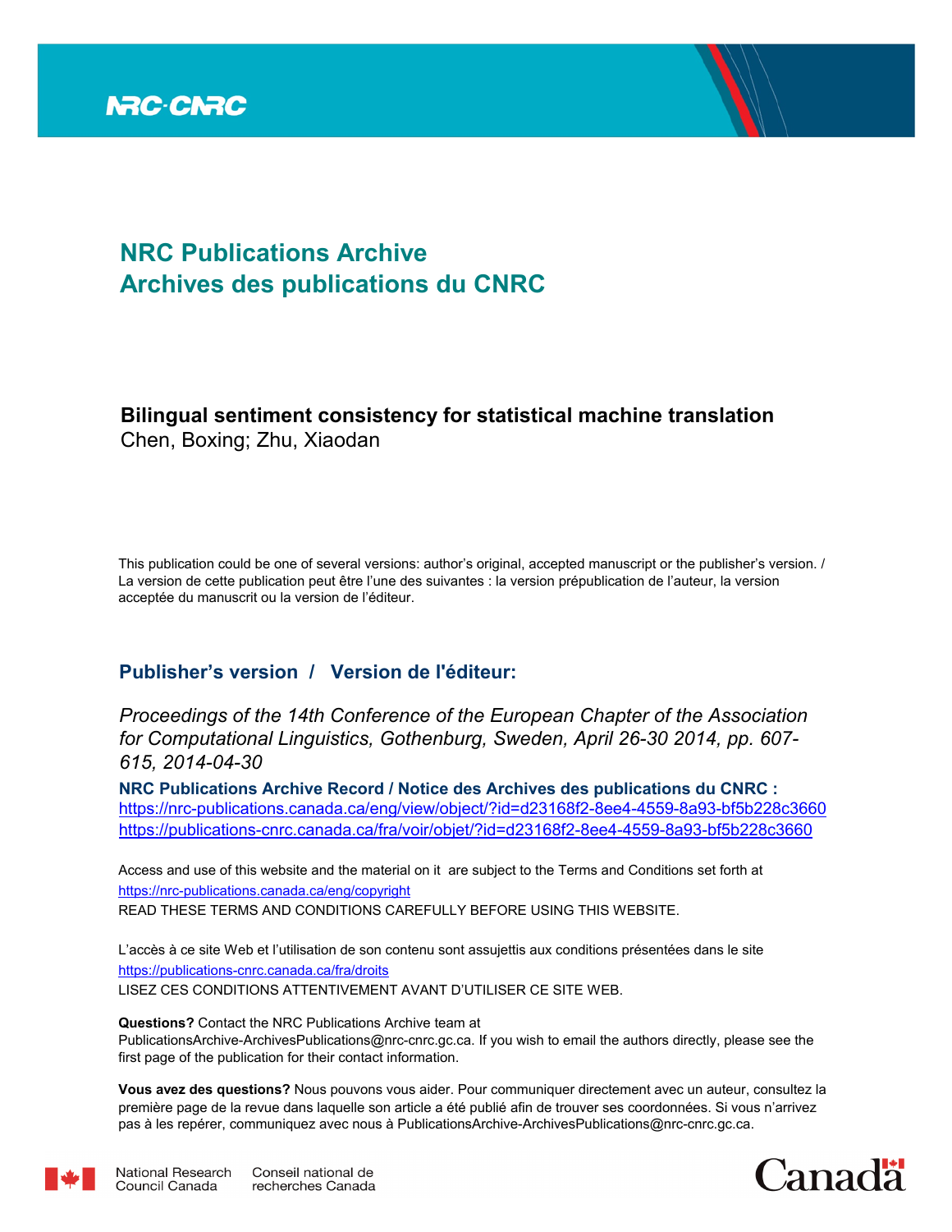NRC·CNRC

# NRC Publications Archive
# Archives des publications du CNRC

**Bilingual sentiment consistency for statistical machine translation**
Chen, Boxing; Zhu, Xiaodan

This publication could be one of several versions: author's original, accepted manuscript or the publisher's version. / La version de cette publication peut être l'une des suivantes : la version prépublication de l'auteur, la version acceptée du manuscrit ou la version de l'éditeur.

## Publisher's version / Version de l'éditeur:

*Proceedings of the 14th Conference of the European Chapter of the Association for Computational Linguistics, Gothenburg, Sweden, April 26-30 2014, pp. 607-615, 2014-04-30*

**NRC Publications Archive Record / Notice des Archives des publications du CNRC :**
https://nrc-publications.canada.ca/eng/view/object/?id=d23168f2-8ee4-4559-8a93-bf5b228c3660
https://publications-cnrc.canada.ca/fra/voir/objet/?id=d23168f2-8ee4-4559-8a93-bf5b228c3660

Access and use of this website and the material on it are subject to the Terms and Conditions set forth at
https://nrc-publications.canada.ca/eng/copyright
READ THESE TERMS AND CONDITIONS CAREFULLY BEFORE USING THIS WEBSITE.

L'accès à ce site Web et l'utilisation de son contenu sont assujettis aux conditions présentées dans le site
https://publications-cnrc.canada.ca/fra/droits
LISEZ CES CONDITIONS ATTENTIVEMENT AVANT D'UTILISER CE SITE WEB.

**Questions?** Contact the NRC Publications Archive team at
PublicationsArchive-ArchivesPublications@nrc-cnrc.gc.ca. If you wish to email the authors directly, please see the first page of the publication for their contact information.

**Vous avez des questions?** Nous pouvons vous aider. Pour communiquer directement avec un auteur, consultez la première page de la revue dans laquelle son article a été publié afin de trouver ses coordonnées. Si vous n'arrivez pas à les repérer, communiquez avec nous à PublicationsArchive-ArchivesPublications@nrc-cnrc.gc.ca.

National Research Council Canada | Conseil national de recherches Canada

Canada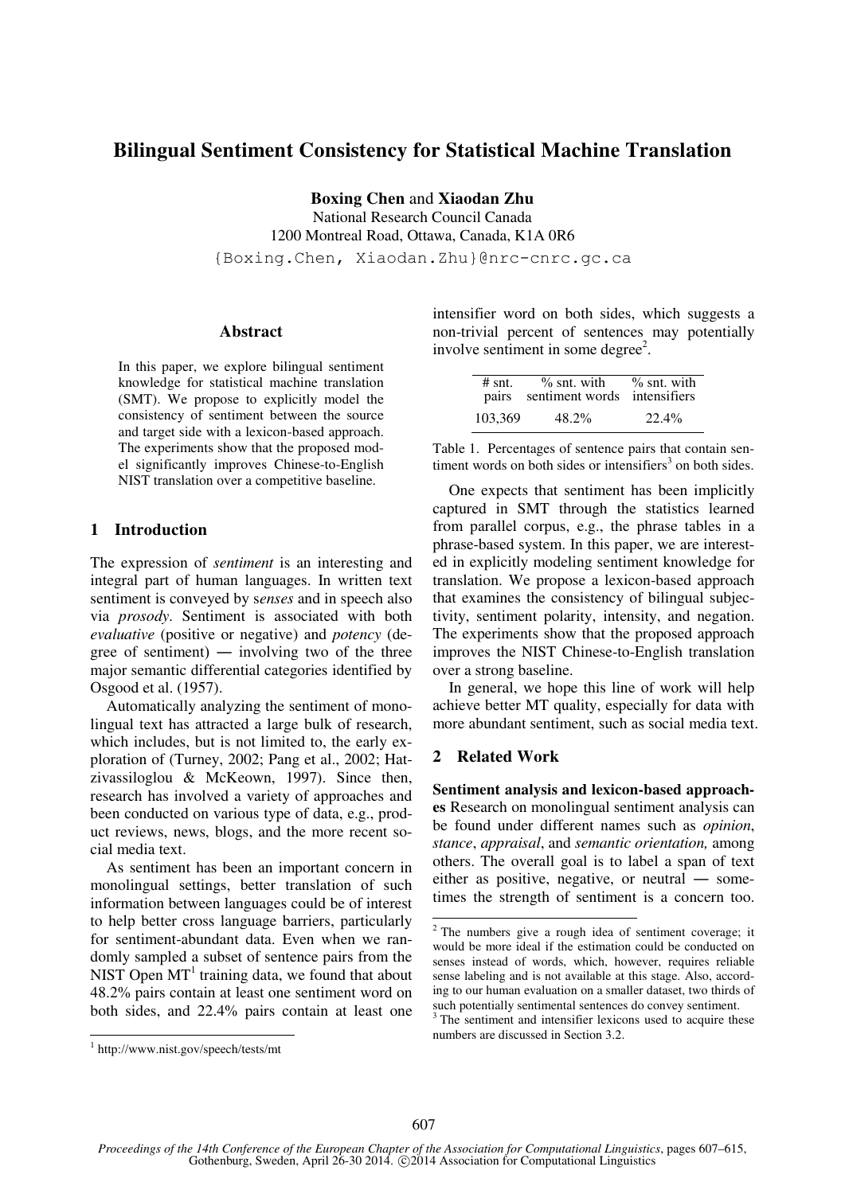# Bilingual Sentiment Consistency for Statistical Machine Translation

**Boxing Chen** and **Xiaodan Zhu**
National Research Council Canada
1200 Montreal Road, Ottawa, Canada, K1A 0R6
{Boxing.Chen, Xiaodan.Zhu}@nrc-cnrc.gc.ca

### Abstract

In this paper, we explore bilingual sentiment knowledge for statistical machine translation (SMT). We propose to explicitly model the consistency of sentiment between the source and target side with a lexicon-based approach. The experiments show that the proposed model significantly improves Chinese-to-English NIST translation over a competitive baseline.

## 1 Introduction

The expression of *sentiment* is an interesting and integral part of human languages. In written text sentiment is conveyed by *senses* and in speech also via *prosody*. Sentiment is associated with both *evaluative* (positive or negative) and *potency* (degree of sentiment) ― involving two of the three major semantic differential categories identified by Osgood et al. (1957).

Automatically analyzing the sentiment of monolingual text has attracted a large bulk of research, which includes, but is not limited to, the early exploration of (Turney, 2002; Pang et al., 2002; Hatzivassiloglou & McKeown, 1997). Since then, research has involved a variety of approaches and been conducted on various type of data, e.g., product reviews, news, blogs, and the more recent social media text.

As sentiment has been an important concern in monolingual settings, better translation of such information between languages could be of interest to help better cross language barriers, particularly for sentiment-abundant data. Even when we randomly sampled a subset of sentence pairs from the NIST Open MT[1] training data, we found that about 48.2% pairs contain at least one sentiment word on both sides, and 22.4% pairs contain at least one intensifier word on both sides, which suggests a non-trivial percent of sentences may potentially involve sentiment in some degree[2].

| # snt. pairs | % snt. with sentiment words | % snt. with intensifiers |
|---|---|---|
| 103,369 | 48.2% | 22.4% |

Table 1. Percentages of sentence pairs that contain sentiment words on both sides or intensifiers[3] on both sides.

One expects that sentiment has been implicitly captured in SMT through the statistics learned from parallel corpus, e.g., the phrase tables in a phrase-based system. In this paper, we are interested in explicitly modeling sentiment knowledge for translation. We propose a lexicon-based approach that examines the consistency of bilingual subjectivity, sentiment polarity, intensity, and negation. The experiments show that the proposed approach improves the NIST Chinese-to-English translation over a strong baseline.

In general, we hope this line of work will help achieve better MT quality, especially for data with more abundant sentiment, such as social media text.

## 2 Related Work

**Sentiment analysis and lexicon-based approaches** Research on monolingual sentiment analysis can be found under different names such as *opinion*, *stance*, *appraisal*, and *semantic orientation,* among others. The overall goal is to label a span of text either as positive, negative, or neutral ― sometimes the strength of sentiment is a concern too.

[1] http://www.nist.gov/speech/tests/mt

[2] The numbers give a rough idea of sentiment coverage; it would be more ideal if the estimation could be conducted on senses instead of words, which, however, requires reliable sense labeling and is not available at this stage. Also, according to our human evaluation on a smaller dataset, two thirds of such potentially sentimental sentences do convey sentiment.

[3] The sentiment and intensifier lexicons used to acquire these numbers are discussed in Section 3.2.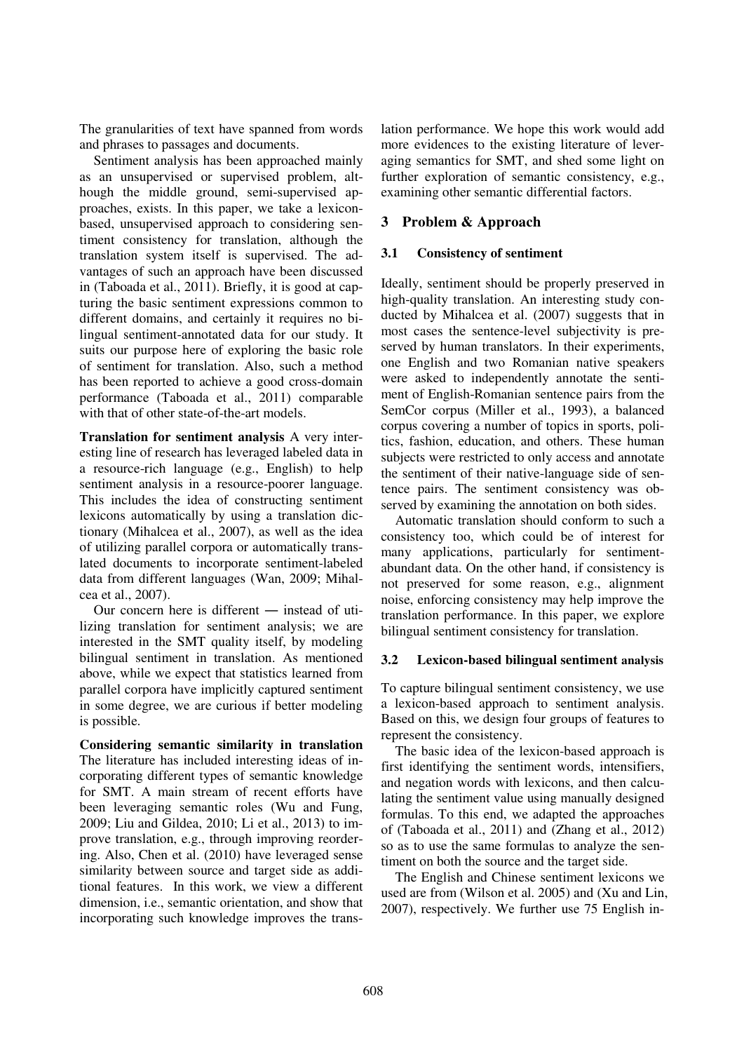The granularities of text have spanned from words and phrases to passages and documents.

Sentiment analysis has been approached mainly as an unsupervised or supervised problem, although the middle ground, semi-supervised approaches, exists. In this paper, we take a lexicon-based, unsupervised approach to considering sentiment consistency for translation, although the translation system itself is supervised. The advantages of such an approach have been discussed in (Taboada et al., 2011). Briefly, it is good at capturing the basic sentiment expressions common to different domains, and certainly it requires no bilingual sentiment-annotated data for our study. It suits our purpose here of exploring the basic role of sentiment for translation. Also, such a method has been reported to achieve a good cross-domain performance (Taboada et al., 2011) comparable with that of other state-of-the-art models.

**Translation for sentiment analysis** A very interesting line of research has leveraged labeled data in a resource-rich language (e.g., English) to help sentiment analysis in a resource-poorer language. This includes the idea of constructing sentiment lexicons automatically by using a translation dictionary (Mihalcea et al., 2007), as well as the idea of utilizing parallel corpora or automatically translated documents to incorporate sentiment-labeled data from different languages (Wan, 2009; Mihalcea et al., 2007).

Our concern here is different — instead of utilizing translation for sentiment analysis; we are interested in the SMT quality itself, by modeling bilingual sentiment in translation. As mentioned above, while we expect that statistics learned from parallel corpora have implicitly captured sentiment in some degree, we are curious if better modeling is possible.

**Considering semantic similarity in translation** The literature has included interesting ideas of incorporating different types of semantic knowledge for SMT. A main stream of recent efforts have been leveraging semantic roles (Wu and Fung, 2009; Liu and Gildea, 2010; Li et al., 2013) to improve translation, e.g., through improving reordering. Also, Chen et al. (2010) have leveraged sense similarity between source and target side as additional features. In this work, we view a different dimension, i.e., semantic orientation, and show that incorporating such knowledge improves the translation performance. We hope this work would add more evidences to the existing literature of leveraging semantics for SMT, and shed some light on further exploration of semantic consistency, e.g., examining other semantic differential factors.

## 3 Problem & Approach

### 3.1 Consistency of sentiment

Ideally, sentiment should be properly preserved in high-quality translation. An interesting study conducted by Mihalcea et al. (2007) suggests that in most cases the sentence-level subjectivity is preserved by human translators. In their experiments, one English and two Romanian native speakers were asked to independently annotate the sentiment of English-Romanian sentence pairs from the SemCor corpus (Miller et al., 1993), a balanced corpus covering a number of topics in sports, politics, fashion, education, and others. These human subjects were restricted to only access and annotate the sentiment of their native-language side of sentence pairs. The sentiment consistency was observed by examining the annotation on both sides.

Automatic translation should conform to such a consistency too, which could be of interest for many applications, particularly for sentiment-abundant data. On the other hand, if consistency is not preserved for some reason, e.g., alignment noise, enforcing consistency may help improve the translation performance. In this paper, we explore bilingual sentiment consistency for translation.

### 3.2 Lexicon-based bilingual sentiment analysis

To capture bilingual sentiment consistency, we use a lexicon-based approach to sentiment analysis. Based on this, we design four groups of features to represent the consistency.

The basic idea of the lexicon-based approach is first identifying the sentiment words, intensifiers, and negation words with lexicons, and then calculating the sentiment value using manually designed formulas. To this end, we adapted the approaches of (Taboada et al., 2011) and (Zhang et al., 2012) so as to use the same formulas to analyze the sentiment on both the source and the target side.

The English and Chinese sentiment lexicons we used are from (Wilson et al. 2005) and (Xu and Lin, 2007), respectively. We further use 75 English in-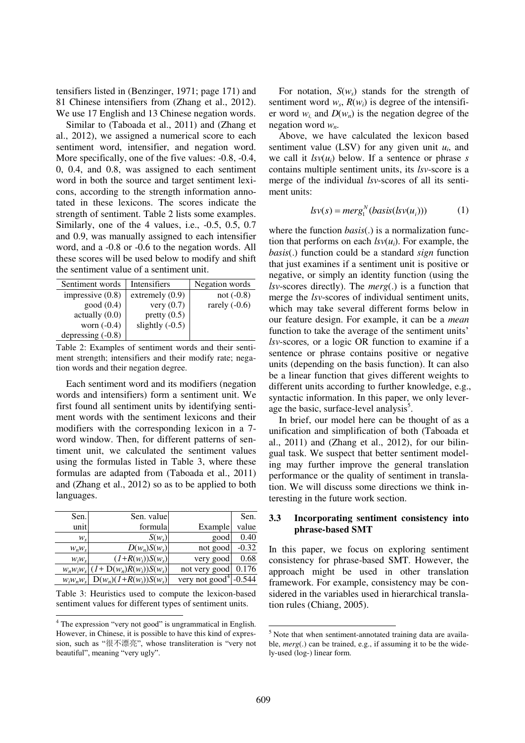tensifiers listed in (Benzinger, 1971; page 171) and 81 Chinese intensifiers from (Zhang et al., 2012). We use 17 English and 13 Chinese negation words.

Similar to (Taboada et al., 2011) and (Zhang et al., 2012), we assigned a numerical score to each sentiment word, intensifier, and negation word. More specifically, one of the five values: -0.8, -0.4, 0, 0.4, and 0.8, was assigned to each sentiment word in both the source and target sentiment lexicons, according to the strength information annotated in these lexicons. The scores indicate the strength of sentiment. Table 2 lists some examples. Similarly, one of the 4 values, i.e., -0.5, 0.5, 0.7 and 0.9, was manually assigned to each intensifier word, and a -0.8 or -0.6 to the negation words. All these scores will be used below to modify and shift the sentiment value of a sentiment unit.

| Sentiment words | Intensifiers | Negation words |
|---|---|---|
| impressive (0.8) | extremely (0.9) | not (-0.8) |
| good (0.4) | very (0.7) | rarely (-0.6) |
| actually (0.0) | pretty (0.5) | |
| worn (-0.4) | slightly (-0.5) | |
| depressing (-0.8) | | |

Table 2: Examples of sentiment words and their sentiment strength; intensifiers and their modify rate; negation words and their negation degree.

Each sentiment word and its modifiers (negation words and intensifiers) form a sentiment unit. We first found all sentiment units by identifying sentiment words with the sentiment lexicons and their modifiers with the corresponding lexicon in a 7-word window. Then, for different patterns of sentiment unit, we calculated the sentiment values using the formulas listed in Table 3, where these formulas are adapted from (Taboada et al., 2011) and (Zhang et al., 2012) so as to be applied to both languages.

| Sen. unit | Sen. value formula | Example | Sen. value |
|---|---|---|---|
| $w_s$ | $S(w_s)$ | good | 0.40 |
| $w_n w_s$ | $D(w_n)S(w_s)$ | not good | -0.32 |
| $w_i w_s$ | $(1+R(w_i))S(w_s)$ | very good | 0.68 |
| $w_n w_i w_s$ | $(1+D(w_n)R(w_i))S(w_s)$ | not very good | 0.176 |
| $w_i w_n w_s$ | $D(w_n)(1+R(w_i))S(w_s)$ | very not good[4] | -0.544 |

Table 3: Heuristics used to compute the lexicon-based sentiment values for different types of sentiment units.

For notation, $S(w_s)$ stands for the strength of sentiment word $w_s$, $R(w_i)$ is degree of the intensifier word $w_i$, and $D(w_n)$ is the negation degree of the negation word $w_n$.

Above, we have calculated the lexicon based sentiment value (LSV) for any given unit $u_i$, and we call it $lsv(u_i)$ below. If a sentence or phrase $s$ contains multiple sentiment units, its *lsv*-score is a merge of the individual *lsv*-scores of all its sentiment units:

$$lsv(s) = merg_1^N(basis(lsv(u_i))) \qquad (1)$$

where the function *basis*(.) is a normalization function that performs on each $lsv(u_i)$. For example, the *basis*(.) function could be a standard *sign* function that just examines if a sentiment unit is positive or negative, or simply an identity function (using the *lsv*-scores directly). The *merg*(.) is a function that merge the *lsv*-scores of individual sentiment units, which may take several different forms below in our feature design. For example, it can be a *mean* function to take the average of the sentiment units' *lsv*-scores, or a logic OR function to examine if a sentence or phrase contains positive or negative units (depending on the basis function). It can also be a linear function that gives different weights to different units according to further knowledge, e.g., syntactic information. In this paper, we only leverage the basic, surface-level analysis[5].

In brief, our model here can be thought of as a unification and simplification of both (Taboada et al., 2011) and (Zhang et al., 2012), for our bilingual task. We suspect that better sentiment modeling may further improve the general translation performance or the quality of sentiment in translation. We will discuss some directions we think interesting in the future work section.

### 3.3 Incorporating sentiment consistency into phrase-based SMT

In this paper, we focus on exploring sentiment consistency for phrase-based SMT. However, the approach might be used in other translation framework. For example, consistency may be considered in the variables used in hierarchical translation rules (Chiang, 2005).

[4] The expression "very not good" is ungrammatical in English. However, in Chinese, it is possible to have this kind of expression, such as "很不漂亮", whose transliteration is "very not beautiful", meaning "very ugly".

[5] Note that when sentiment-annotated training data are available, *merg*(.) can be trained, e.g., if assuming it to be the widely-used (log-) linear form.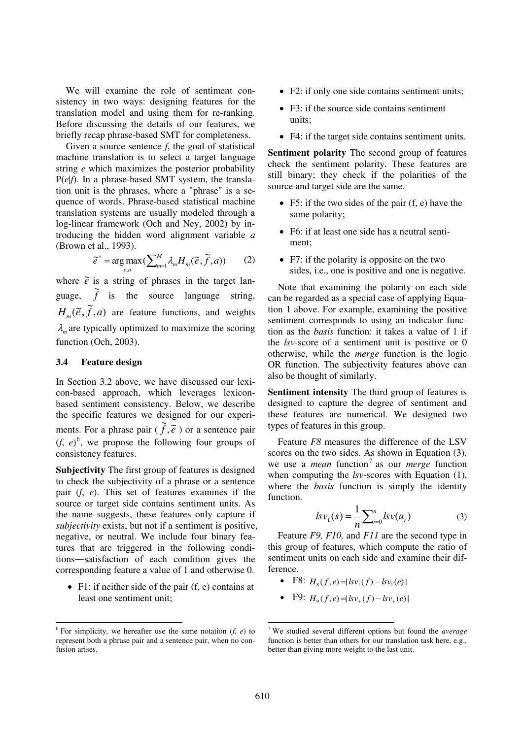We will examine the role of sentiment consistency in two ways: designing features for the translation model and using them for re-ranking. Before discussing the details of our features, we briefly recap phrase-based SMT for completeness.

Given a source sentence *f*, the goal of statistical machine translation is to select a target language string *e* which maximizes the posterior probability P(*e*|*f*). In a phrase-based SMT system, the translation unit is the phrases, where a "phrase" is a sequence of words. Phrase-based statistical machine translation systems are usually modeled through a log-linear framework (Och and Ney, 2002) by introducing the hidden word alignment variable *a* (Brown et al., 1993).

$$\tilde{e}^* = \arg\max_{e,a}(\sum_{m=1}^{M} \lambda_m H_m(\tilde{e}, \tilde{f}, a)) \qquad (2)$$

where $\tilde{e}$ is a string of phrases in the target language, $\tilde{f}$ is the source language string, $H_m(\tilde{e}, \tilde{f}, a)$ are feature functions, and weights $\lambda_m$ are typically optimized to maximize the scoring function (Och, 2003).

### 3.4 Feature design

In Section 3.2 above, we have discussed our lexicon-based approach, which leverages lexicon-based sentiment consistency. Below, we describe the specific features we designed for our experiments. For a phrase pair ( $\tilde{f}, \tilde{e}$ ) or a sentence pair (*f*, *e*)[6], we propose the following four groups of consistency features.

**Subjectivity** The first group of features is designed to check the subjectivity of a phrase or a sentence pair (*f*, *e*). This set of features examines if the source or target side contains sentiment units. As the name suggests, these features only capture if *subjectivity* exists, but not if a sentiment is positive, negative, or neutral. We include four binary features that are triggered in the following conditions—satisfaction of each condition gives the corresponding feature a value of 1 and otherwise 0.

- F1: if neither side of the pair (f, e) contains at least one sentiment unit;
- F2: if only one side contains sentiment units;
- F3: if the source side contains sentiment units;
- F4: if the target side contains sentiment units.

**Sentiment polarity** The second group of features check the sentiment polarity. These features are still binary; they check if the polarities of the source and target side are the same.

- F5: if the two sides of the pair (f, e) have the same polarity;
- F6: if at least one side has a neutral sentiment;
- F7: if the polarity is opposite on the two sides, i.e., one is positive and one is negative.

Note that examining the polarity on each side can be regarded as a special case of applying Equation 1 above. For example, examining the positive sentiment corresponds to using an indicator function as the *basis* function: it takes a value of 1 if the *lsv*-score of a sentiment unit is positive or 0 otherwise, while the *merge* function is the logic OR function. The subjectivity features above can also be thought of similarly.

**Sentiment intensity** The third group of features is designed to capture the degree of sentiment and these features are numerical. We designed two types of features in this group.

Feature *F8* measures the difference of the LSV scores on the two sides. As shown in Equation (3), we use a *mean* function[7] as our *merge* function when computing the *lsv*-scores with Equation (1), where the *basis* function is simply the identity function.

$$lsv_1(s) = \frac{1}{n}\sum_{i=0}^{n} lsv(u_i) \qquad (3)$$

Feature *F9, F10,* and *F11* are the second type in this group of features, which compute the ratio of sentiment units on each side and examine their difference.

- F8: $H_8(f,e) = |lsv_1(f) - lsv_1(e)|$
- F9: $H_9(f,e) = |lsv_+(f) - lsv_+(e)|$

[6] For simplicity, we hereafter use the same notation (*f*, *e*) to represent both a phrase pair and a sentence pair, when no confusion arises.

[7] We studied several different options but found the *average* function is better than others for our translation task here, e.g., better than giving more weight to the last unit.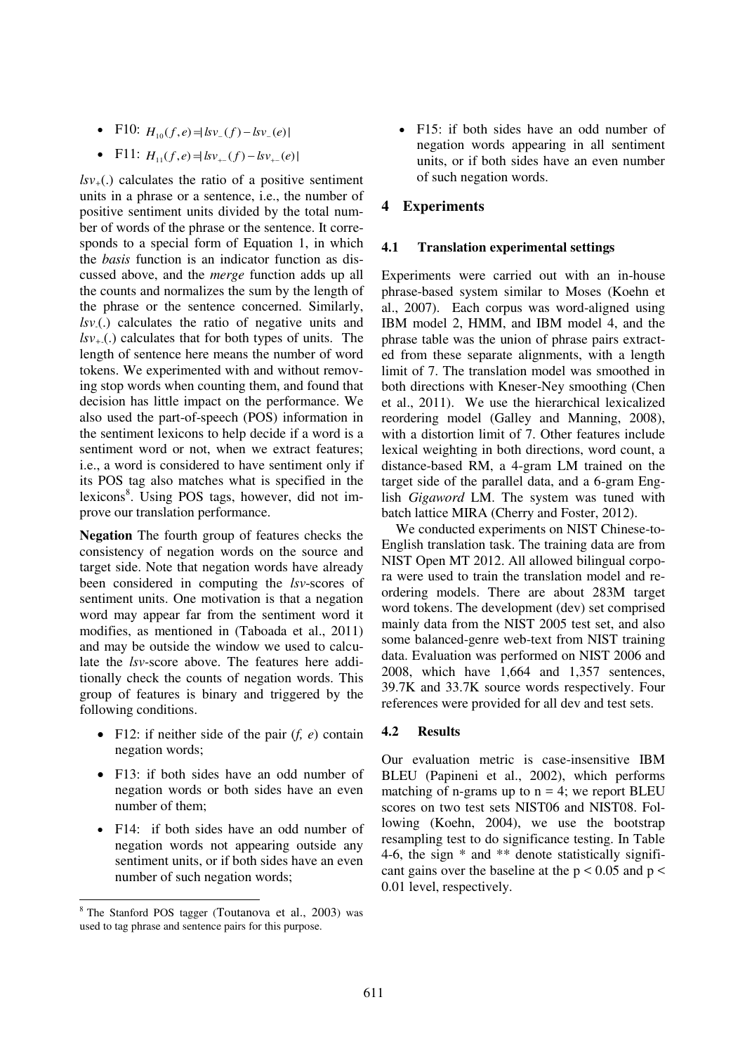- F10: $H_{10}(f,e) = |lsv_{-}(f) - lsv_{-}(e)|$
- F11: $H_{11}(f,e) = |lsv_{+-}(f) - lsv_{+-}(e)|$

$lsv_{+}(.)$ calculates the ratio of a positive sentiment units in a phrase or a sentence, i.e., the number of positive sentiment units divided by the total number of words of the phrase or the sentence. It corresponds to a special form of Equation 1, in which the *basis* function is an indicator function as discussed above, and the *merge* function adds up all the counts and normalizes the sum by the length of the phrase or the sentence concerned. Similarly, $lsv_{-}(.)$ calculates the ratio of negative units and $lsv_{+-}(.)$ calculates that for both types of units. The length of sentence here means the number of word tokens. We experimented with and without removing stop words when counting them, and found that decision has little impact on the performance. We also used the part-of-speech (POS) information in the sentiment lexicons to help decide if a word is a sentiment word or not, when we extract features; i.e., a word is considered to have sentiment only if its POS tag also matches what is specified in the lexicons[8]. Using POS tags, however, did not improve our translation performance.

**Negation** The fourth group of features checks the consistency of negation words on the source and target side. Note that negation words have already been considered in computing the *lsv*-scores of sentiment units. One motivation is that a negation word may appear far from the sentiment word it modifies, as mentioned in (Taboada et al., 2011) and may be outside the window we used to calculate the *lsv*-score above. The features here additionally check the counts of negation words. This group of features is binary and triggered by the following conditions.

- F12: if neither side of the pair (*f, e*) contain negation words;
- F13: if both sides have an odd number of negation words or both sides have an even number of them;
- F14: if both sides have an odd number of negation words not appearing outside any sentiment units, or if both sides have an even number of such negation words;
- F15: if both sides have an odd number of negation words appearing in all sentiment units, or if both sides have an even number of such negation words.

[8] The Stanford POS tagger (Toutanova et al., 2003) was used to tag phrase and sentence pairs for this purpose.

## 4 Experiments

### 4.1 Translation experimental settings

Experiments were carried out with an in-house phrase-based system similar to Moses (Koehn et al., 2007). Each corpus was word-aligned using IBM model 2, HMM, and IBM model 4, and the phrase table was the union of phrase pairs extracted from these separate alignments, with a length limit of 7. The translation model was smoothed in both directions with Kneser-Ney smoothing (Chen et al., 2011). We use the hierarchical lexicalized reordering model (Galley and Manning, 2008), with a distortion limit of 7. Other features include lexical weighting in both directions, word count, a distance-based RM, a 4-gram LM trained on the target side of the parallel data, and a 6-gram English *Gigaword* LM. The system was tuned with batch lattice MIRA (Cherry and Foster, 2012).

We conducted experiments on NIST Chinese-to-English translation task. The training data are from NIST Open MT 2012. All allowed bilingual corpora were used to train the translation model and reordering models. There are about 283M target word tokens. The development (dev) set comprised mainly data from the NIST 2005 test set, and also some balanced-genre web-text from NIST training data. Evaluation was performed on NIST 2006 and 2008, which have 1,664 and 1,357 sentences, 39.7K and 33.7K source words respectively. Four references were provided for all dev and test sets.

### 4.2 Results

Our evaluation metric is case-insensitive IBM BLEU (Papineni et al., 2002), which performs matching of n-grams up to $n = 4$; we report BLEU scores on two test sets NIST06 and NIST08. Following (Koehn, 2004), we use the bootstrap resampling test to do significance testing. In Table 4-6, the sign * and ** denote statistically significant gains over the baseline at the $p < 0.05$ and $p < 0.01$ level, respectively.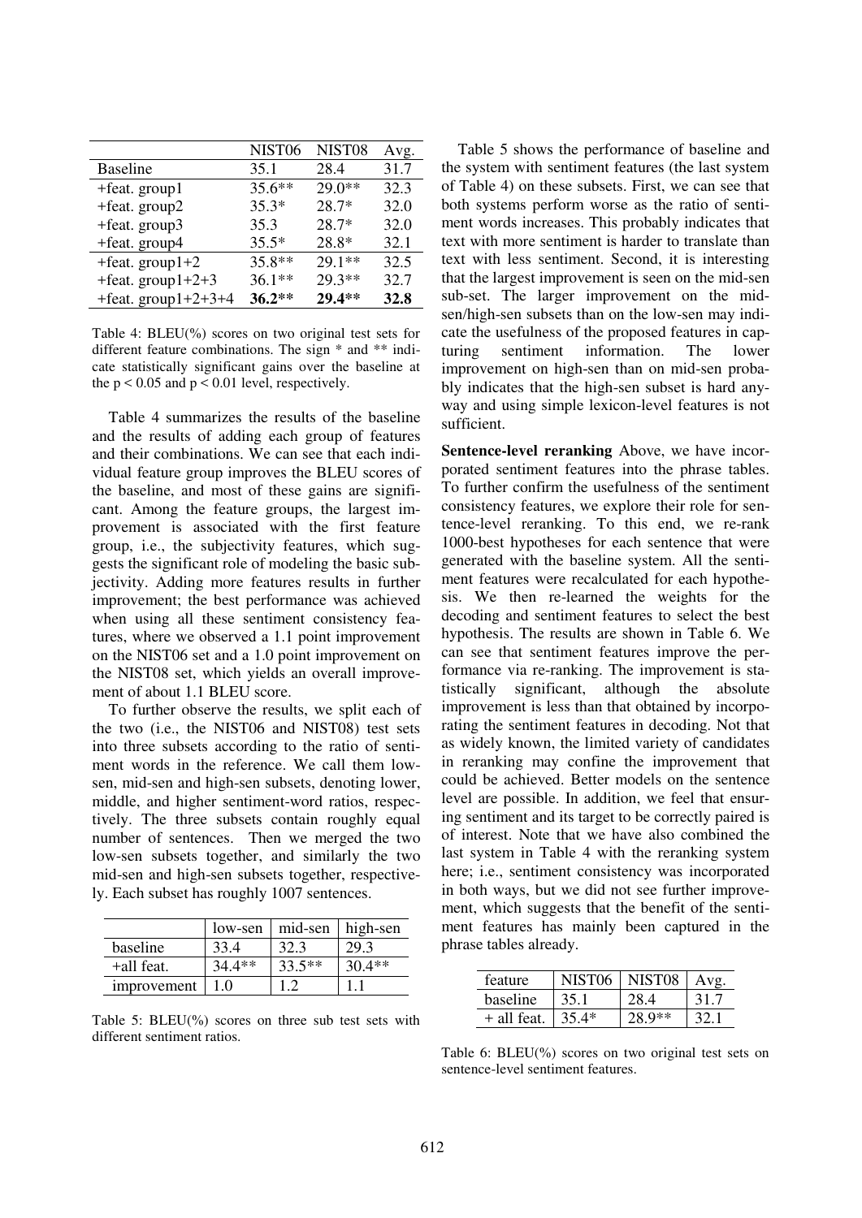|  | NIST06 | NIST08 | Avg. |
|---|---|---|---|
| Baseline | 35.1 | 28.4 | 31.7 |
| +feat. group1 | 35.6** | 29.0** | 32.3 |
| +feat. group2 | 35.3* | 28.7* | 32.0 |
| +feat. group3 | 35.3 | 28.7* | 32.0 |
| +feat. group4 | 35.5* | 28.8* | 32.1 |
| +feat. group1+2 | 35.8** | 29.1** | 32.5 |
| +feat. group1+2+3 | 36.1** | 29.3** | 32.7 |
| +feat. group1+2+3+4 | **36.2**** | **29.4**** | **32.8** |

Table 4: BLEU(%) scores on two original test sets for different feature combinations. The sign * and ** indicate statistically significant gains over the baseline at the $p < 0.05$ and $p < 0.01$ level, respectively.

Table 4 summarizes the results of the baseline and the results of adding each group of features and their combinations. We can see that each individual feature group improves the BLEU scores of the baseline, and most of these gains are significant. Among the feature groups, the largest improvement is associated with the first feature group, i.e., the subjectivity features, which suggests the significant role of modeling the basic subjectivity. Adding more features results in further improvement; the best performance was achieved when using all these sentiment consistency features, where we observed a 1.1 point improvement on the NIST06 set and a 1.0 point improvement on the NIST08 set, which yields an overall improvement of about 1.1 BLEU score.

To further observe the results, we split each of the two (i.e., the NIST06 and NIST08) test sets into three subsets according to the ratio of sentiment words in the reference. We call them low-sen, mid-sen and high-sen subsets, denoting lower, middle, and higher sentiment-word ratios, respectively. The three subsets contain roughly equal number of sentences. Then we merged the two low-sen subsets together, and similarly the two mid-sen and high-sen subsets together, respectively. Each subset has roughly 1007 sentences.

|  | low-sen | mid-sen | high-sen |
|---|---|---|---|
| baseline | 33.4 | 32.3 | 29.3 |
| +all feat. | 34.4** | 33.5** | 30.4** |
| improvement | 1.0 | 1.2 | 1.1 |

Table 5: BLEU(%) scores on three sub test sets with different sentiment ratios.

Table 5 shows the performance of baseline and the system with sentiment features (the last system of Table 4) on these subsets. First, we can see that both systems perform worse as the ratio of sentiment words increases. This probably indicates that text with more sentiment is harder to translate than text with less sentiment. Second, it is interesting that the largest improvement is seen on the mid-sen sub-set. The larger improvement on the mid-sen/high-sen subsets than on the low-sen may indicate the usefulness of the proposed features in capturing sentiment information. The lower improvement on high-sen than on mid-sen probably indicates that the high-sen subset is hard anyway and using simple lexicon-level features is not sufficient.

**Sentence-level reranking** Above, we have incorporated sentiment features into the phrase tables. To further confirm the usefulness of the sentiment consistency features, we explore their role for sentence-level reranking. To this end, we re-rank 1000-best hypotheses for each sentence that were generated with the baseline system. All the sentiment features were recalculated for each hypothesis. We then re-learned the weights for the decoding and sentiment features to select the best hypothesis. The results are shown in Table 6. We can see that sentiment features improve the performance via re-ranking. The improvement is statistically significant, although the absolute improvement is less than that obtained by incorporating the sentiment features in decoding. Not that as widely known, the limited variety of candidates in reranking may confine the improvement that could be achieved. Better models on the sentence level are possible. In addition, we feel that ensuring sentiment and its target to be correctly paired is of interest. Note that we have also combined the last system in Table 4 with the reranking system here; i.e., sentiment consistency was incorporated in both ways, but we did not see further improvement, which suggests that the benefit of the sentiment features has mainly been captured in the phrase tables already.

| feature | NIST06 | NIST08 | Avg. |
|---|---|---|---|
| baseline | 35.1 | 28.4 | 31.7 |
| + all feat. | 35.4* | 28.9** | 32.1 |

Table 6: BLEU(%) scores on two original test sets on sentence-level sentiment features.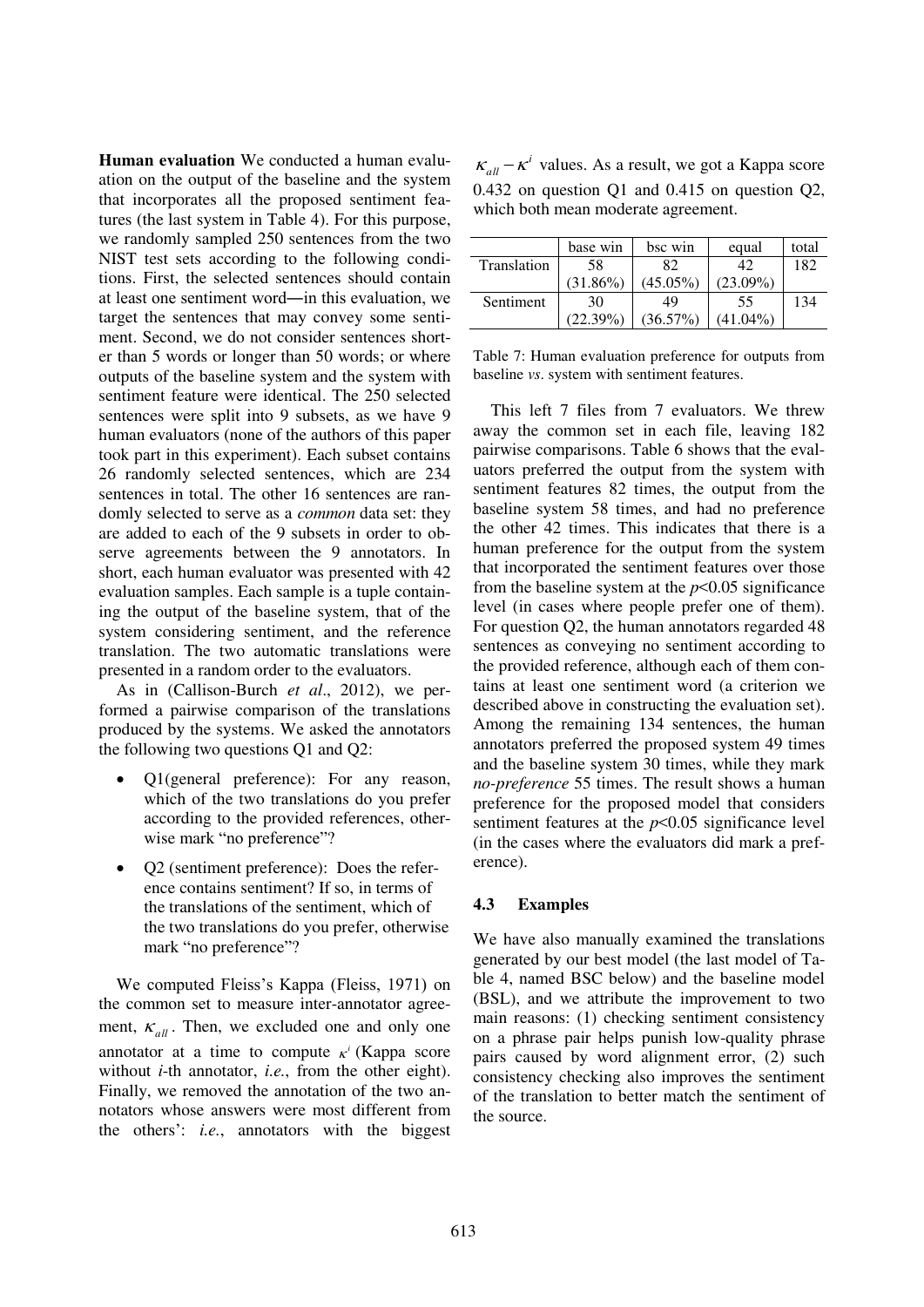**Human evaluation** We conducted a human evaluation on the output of the baseline and the system that incorporates all the proposed sentiment features (the last system in Table 4). For this purpose, we randomly sampled 250 sentences from the two NIST test sets according to the following conditions. First, the selected sentences should contain at least one sentiment word—in this evaluation, we target the sentences that may convey some sentiment. Second, we do not consider sentences shorter than 5 words or longer than 50 words; or where outputs of the baseline system and the system with sentiment feature were identical. The 250 selected sentences were split into 9 subsets, as we have 9 human evaluators (none of the authors of this paper took part in this experiment). Each subset contains 26 randomly selected sentences, which are 234 sentences in total. The other 16 sentences are randomly selected to serve as a *common* data set: they are added to each of the 9 subsets in order to observe agreements between the 9 annotators. In short, each human evaluator was presented with 42 evaluation samples. Each sample is a tuple containing the output of the baseline system, that of the system considering sentiment, and the reference translation. The two automatic translations were presented in a random order to the evaluators.

As in (Callison-Burch *et al*., 2012), we performed a pairwise comparison of the translations produced by the systems. We asked the annotators the following two questions Q1 and Q2:

- Q1(general preference): For any reason, which of the two translations do you prefer according to the provided references, otherwise mark "no preference"?
- Q2 (sentiment preference): Does the reference contains sentiment? If so, in terms of the translations of the sentiment, which of the two translations do you prefer, otherwise mark "no preference"?

We computed Fleiss's Kappa (Fleiss, 1971) on the common set to measure inter-annotator agreement, $\kappa_{all}$. Then, we excluded one and only one annotator at a time to compute $\kappa^i$ (Kappa score without *i*-th annotator, *i.e.*, from the other eight). Finally, we removed the annotation of the two annotators whose answers were most different from the others': *i.e.*, annotators with the biggest $\kappa_{all} - \kappa^i$ values. As a result, we got a Kappa score 0.432 on question Q1 and 0.415 on question Q2, which both mean moderate agreement.

| | base win | bsc win | equal | total |
|---|---|---|---|---|
| Translation | 58 (31.86%) | 82 (45.05%) | 42 (23.09%) | 182 |
| Sentiment | 30 (22.39%) | 49 (36.57%) | 55 (41.04%) | 134 |

Table 7: Human evaluation preference for outputs from baseline *vs*. system with sentiment features.

This left 7 files from 7 evaluators. We threw away the common set in each file, leaving 182 pairwise comparisons. Table 6 shows that the evaluators preferred the output from the system with sentiment features 82 times, the output from the baseline system 58 times, and had no preference the other 42 times. This indicates that there is a human preference for the output from the system that incorporated the sentiment features over those from the baseline system at the $p$<0.05 significance level (in cases where people prefer one of them). For question Q2, the human annotators regarded 48 sentences as conveying no sentiment according to the provided reference, although each of them contains at least one sentiment word (a criterion we described above in constructing the evaluation set). Among the remaining 134 sentences, the human annotators preferred the proposed system 49 times and the baseline system 30 times, while they mark *no-preference* 55 times. The result shows a human preference for the proposed model that considers sentiment features at the $p$<0.05 significance level (in the cases where the evaluators did mark a preference).

### 4.3 Examples

We have also manually examined the translations generated by our best model (the last model of Table 4, named BSC below) and the baseline model (BSL), and we attribute the improvement to two main reasons: (1) checking sentiment consistency on a phrase pair helps punish low-quality phrase pairs caused by word alignment error, (2) such consistency checking also improves the sentiment of the translation to better match the sentiment of the source.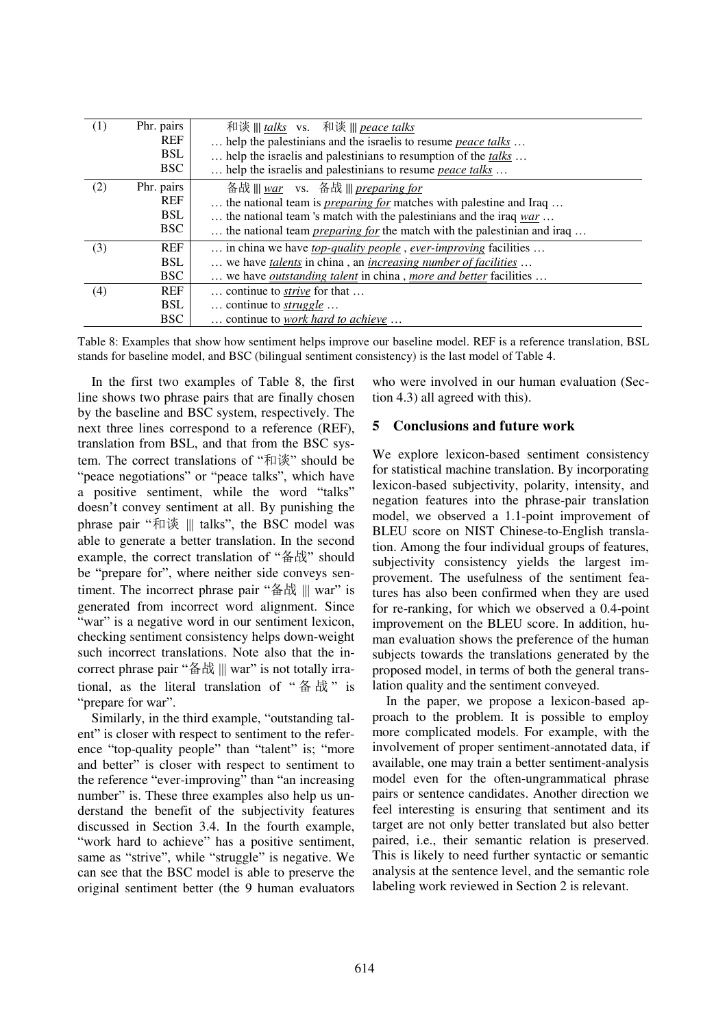| | | |
|---|---|---|
| (1) | Phr. pairs | 和谈 \|\|\| *talks* vs. 和谈 \|\|\| *peace talks* |
| | REF | … help the palestinians and the israelis to resume *peace talks* … |
| | BSL | … help the israelis and palestinians to resumption of the *talks* … |
| | BSC | … help the israelis and palestinians to resume *peace talks* … |
| (2) | Phr. pairs | 备战 \|\|\| *war* vs. 备战 \|\|\| *preparing for* |
| | REF | … the national team is *preparing for* matches with palestine and Iraq … |
| | BSL | … the national team 's match with the palestinians and the iraq *war* … |
| | BSC | … the national team *preparing for* the match with the palestinian and iraq … |
| (3) | REF | … in china we have *top-quality people* , *ever-improving* facilities … |
| | BSL | … we have *talents* in china , an *increasing number of facilities* … |
| | BSC | … we have *outstanding talent* in china , *more and better* facilities … |
| (4) | REF | … continue to *strive* for that … |
| | BSL | … continue to *struggle* … |
| | BSC | … continue to *work hard to achieve* … |

Table 8: Examples that show how sentiment helps improve our baseline model. REF is a reference translation, BSL stands for baseline model, and BSC (bilingual sentiment consistency) is the last model of Table 4.

In the first two examples of Table 8, the first line shows two phrase pairs that are finally chosen by the baseline and BSC system, respectively. The next three lines correspond to a reference (REF), translation from BSL, and that from the BSC system. The correct translations of "和谈" should be "peace negotiations" or "peace talks", which have a positive sentiment, while the word "talks" doesn't convey sentiment at all. By punishing the phrase pair "和谈 ||| talks", the BSC model was able to generate a better translation. In the second example, the correct translation of "备战" should be "prepare for", where neither side conveys sentiment. The incorrect phrase pair "备战 ||| war" is generated from incorrect word alignment. Since "war" is a negative word in our sentiment lexicon, checking sentiment consistency helps down-weight such incorrect translations. Note also that the incorrect phrase pair "备战 ||| war" is not totally irrational, as the literal translation of "备战" is "prepare for war".

Similarly, in the third example, "outstanding talent" is closer with respect to sentiment to the reference "top-quality people" than "talent" is; "more and better" is closer with respect to sentiment to the reference "ever-improving" than "an increasing number" is. These three examples also help us understand the benefit of the subjectivity features discussed in Section 3.4. In the fourth example, "work hard to achieve" has a positive sentiment, same as "strive", while "struggle" is negative. We can see that the BSC model is able to preserve the original sentiment better (the 9 human evaluators who were involved in our human evaluation (Section 4.3) all agreed with this).

## 5 Conclusions and future work

We explore lexicon-based sentiment consistency for statistical machine translation. By incorporating lexicon-based subjectivity, polarity, intensity, and negation features into the phrase-pair translation model, we observed a 1.1-point improvement of BLEU score on NIST Chinese-to-English translation. Among the four individual groups of features, subjectivity consistency yields the largest improvement. The usefulness of the sentiment features has also been confirmed when they are used for re-ranking, for which we observed a 0.4-point improvement on the BLEU score. In addition, human evaluation shows the preference of the human subjects towards the translations generated by the proposed model, in terms of both the general translation quality and the sentiment conveyed.

In the paper, we propose a lexicon-based approach to the problem. It is possible to employ more complicated models. For example, with the involvement of proper sentiment-annotated data, if available, one may train a better sentiment-analysis model even for the often-ungrammatical phrase pairs or sentence candidates. Another direction we feel interesting is ensuring that sentiment and its target are not only better translated but also better paired, i.e., their semantic relation is preserved. This is likely to need further syntactic or semantic analysis at the sentence level, and the semantic role labeling work reviewed in Section 2 is relevant.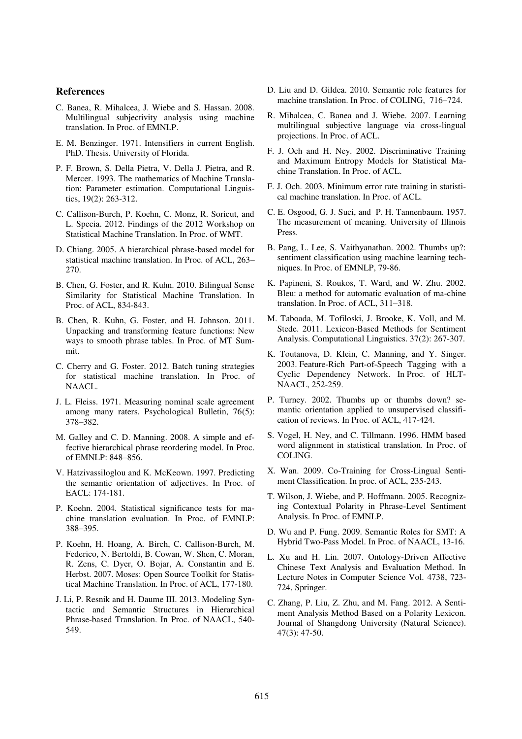## References

C. Banea, R. Mihalcea, J. Wiebe and S. Hassan. 2008. Multilingual subjectivity analysis using machine translation. In Proc. of EMNLP.

E. M. Benzinger. 1971. Intensifiers in current English. PhD. Thesis. University of Florida.

P. F. Brown, S. Della Pietra, V. Della J. Pietra, and R. Mercer. 1993. The mathematics of Machine Translation: Parameter estimation. Computational Linguistics, 19(2): 263-312.

C. Callison-Burch, P. Koehn, C. Monz, R. Soricut, and L. Specia. 2012. Findings of the 2012 Workshop on Statistical Machine Translation. In Proc. of WMT.

D. Chiang. 2005. A hierarchical phrase-based model for statistical machine translation. In Proc. of ACL, 263–270.

B. Chen, G. Foster, and R. Kuhn. 2010. Bilingual Sense Similarity for Statistical Machine Translation. In Proc. of ACL, 834-843.

B. Chen, R. Kuhn, G. Foster, and H. Johnson. 2011. Unpacking and transforming feature functions: New ways to smooth phrase tables. In Proc. of MT Summit.

C. Cherry and G. Foster. 2012. Batch tuning strategies for statistical machine translation. In Proc. of NAACL.

J. L. Fleiss. 1971. Measuring nominal scale agreement among many raters. Psychological Bulletin, 76(5): 378–382.

M. Galley and C. D. Manning. 2008. A simple and effective hierarchical phrase reordering model. In Proc. of EMNLP: 848–856.

V. Hatzivassiloglou and K. McKeown. 1997. Predicting the semantic orientation of adjectives. In Proc. of EACL: 174-181.

P. Koehn. 2004. Statistical significance tests for machine translation evaluation. In Proc. of EMNLP: 388–395.

P. Koehn, H. Hoang, A. Birch, C. Callison-Burch, M. Federico, N. Bertoldi, B. Cowan, W. Shen, C. Moran, R. Zens, C. Dyer, O. Bojar, A. Constantin and E. Herbst. 2007. Moses: Open Source Toolkit for Statistical Machine Translation. In Proc. of ACL, 177-180.

J. Li, P. Resnik and H. Daume III. 2013. Modeling Syntactic and Semantic Structures in Hierarchical Phrase-based Translation. In Proc. of NAACL, 540-549.

D. Liu and D. Gildea. 2010. Semantic role features for machine translation. In Proc. of COLING, 716–724.

R. Mihalcea, C. Banea and J. Wiebe. 2007. Learning multilingual subjective language via cross-lingual projections. In Proc. of ACL.

F. J. Och and H. Ney. 2002. Discriminative Training and Maximum Entropy Models for Statistical Machine Translation. In Proc. of ACL.

F. J. Och. 2003. Minimum error rate training in statistical machine translation. In Proc. of ACL.

C. E. Osgood, G. J. Suci, and P. H. Tannenbaum. 1957. The measurement of meaning. University of Illinois Press.

B. Pang, L. Lee, S. Vaithyanathan. 2002. Thumbs up?: sentiment classification using machine learning techniques. In Proc. of EMNLP, 79-86.

K. Papineni, S. Roukos, T. Ward, and W. Zhu. 2002. Bleu: a method for automatic evaluation of ma-chine translation. In Proc. of ACL, 311–318.

M. Taboada, M. Tofiloski, J. Brooke, K. Voll, and M. Stede. 2011. Lexicon-Based Methods for Sentiment Analysis. Computational Linguistics. 37(2): 267-307.

K. Toutanova, D. Klein, C. Manning, and Y. Singer. 2003. Feature-Rich Part-of-Speech Tagging with a Cyclic Dependency Network. In Proc. of HLT-NAACL, 252-259.

P. Turney. 2002. Thumbs up or thumbs down? semantic orientation applied to unsupervised classification of reviews. In Proc. of ACL, 417-424.

S. Vogel, H. Ney, and C. Tillmann. 1996. HMM based word alignment in statistical translation. In Proc. of COLING.

X. Wan. 2009. Co-Training for Cross-Lingual Sentiment Classification. In proc. of ACL, 235-243.

T. Wilson, J. Wiebe, and P. Hoffmann. 2005. Recognizing Contextual Polarity in Phrase-Level Sentiment Analysis. In Proc. of EMNLP.

D. Wu and P. Fung. 2009. Semantic Roles for SMT: A Hybrid Two-Pass Model. In Proc. of NAACL, 13-16.

L. Xu and H. Lin. 2007. Ontology-Driven Affective Chinese Text Analysis and Evaluation Method. In Lecture Notes in Computer Science Vol. 4738, 723-724, Springer.

C. Zhang, P. Liu, Z. Zhu, and M. Fang. 2012. A Sentiment Analysis Method Based on a Polarity Lexicon. Journal of Shangdong University (Natural Science). 47(3): 47-50.